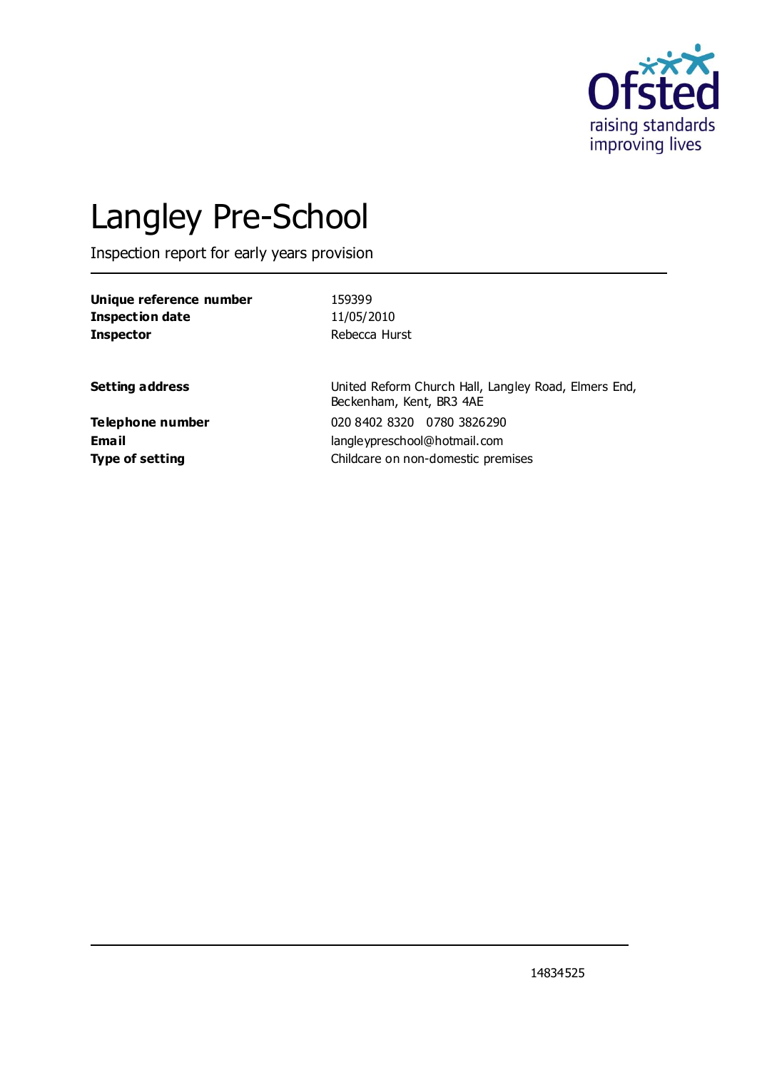# Langley Pre-School

Inspection report for early years provision

| | |
|---|---|
| **Unique reference number** | 159399 |
| **Inspection date** | 11/05/2010 |
| **Inspector** | Rebecca Hurst |

| | |
|---|---|
| **Setting address** | United Reform Church Hall, Langley Road, Elmers End, Beckenham, Kent, BR3 4AE |
| **Telephone number** | 020 8402 8320 0780 3826290 |
| **Email** | langleypreschool@hotmail.com |
| **Type of setting** | Childcare on non-domestic premises |

14834525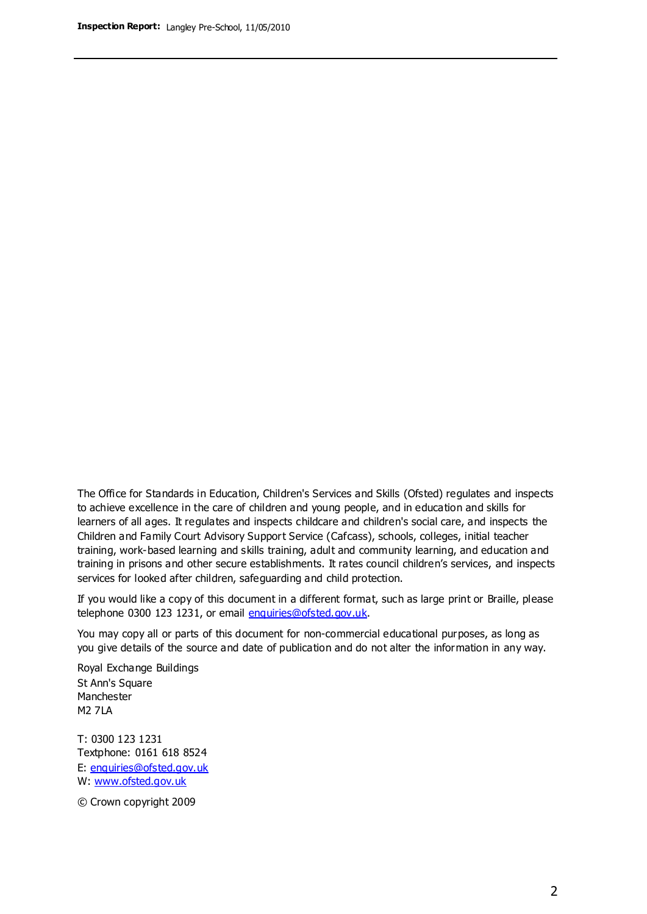The Office for Standards in Education, Children's Services and Skills (Ofsted) regulates and inspects to achieve excellence in the care of children and young people, and in education and skills for learners of all ages. It regulates and inspects childcare and children's social care, and inspects the Children and Family Court Advisory Support Service (Cafcass), schools, colleges, initial teacher training, work-based learning and skills training, adult and community learning, and education and training in prisons and other secure establishments. It rates council children's services, and inspects services for looked after children, safeguarding and child protection.

If you would like a copy of this document in a different format, such as large print or Braille, please telephone 0300 123 1231, or email enquiries@ofsted.gov.uk.

You may copy all or parts of this document for non-commercial educational purposes, as long as you give details of the source and date of publication and do not alter the information in any way.

Royal Exchange Buildings
St Ann's Square
Manchester
M2 7LA

T: 0300 123 1231
Textphone: 0161 618 8524
E: enquiries@ofsted.gov.uk
W: www.ofsted.gov.uk

© Crown copyright 2009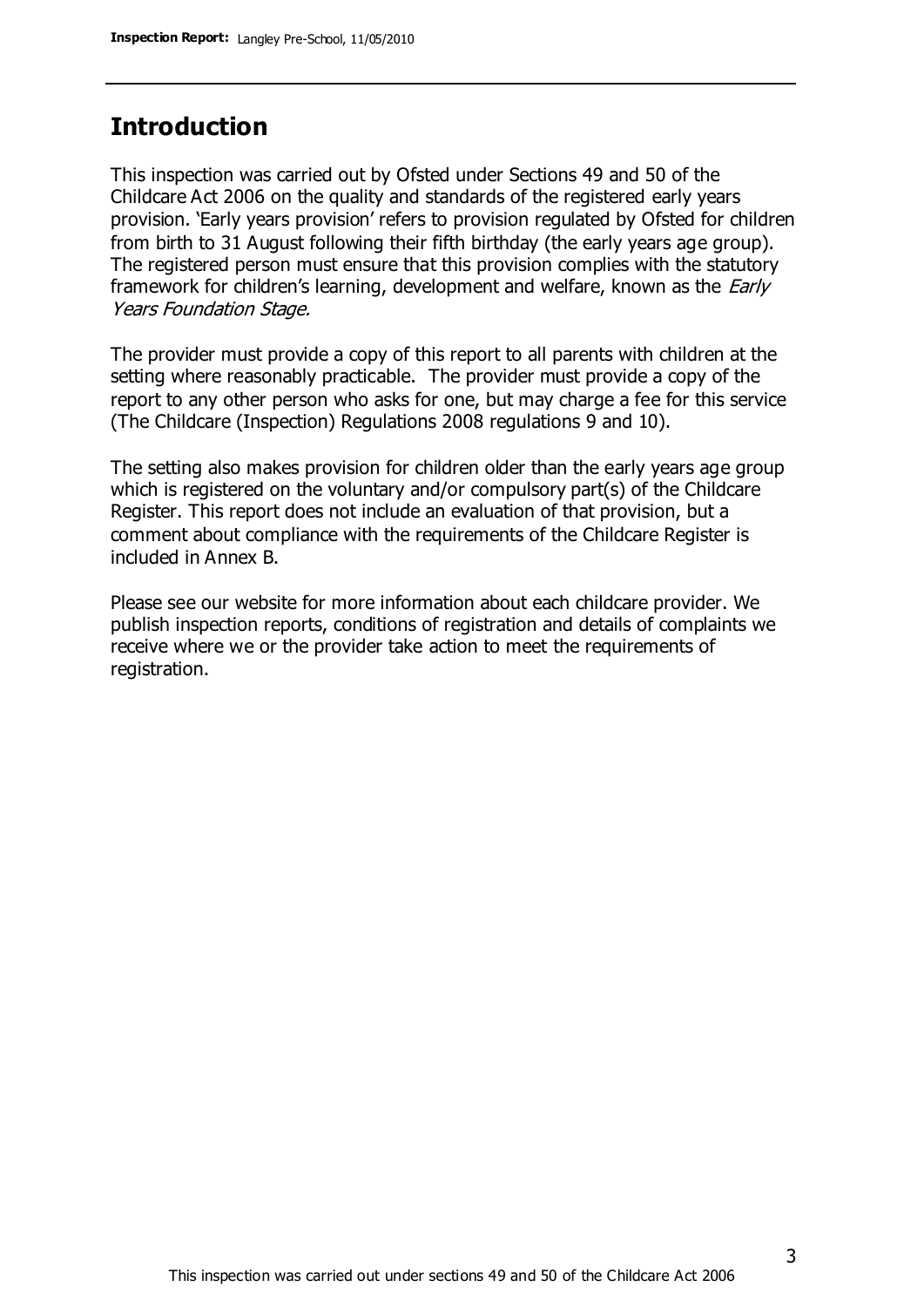## Introduction

This inspection was carried out by Ofsted under Sections 49 and 50 of the Childcare Act 2006 on the quality and standards of the registered early years provision. 'Early years provision' refers to provision regulated by Ofsted for children from birth to 31 August following their fifth birthday (the early years age group). The registered person must ensure that this provision complies with the statutory framework for children's learning, development and welfare, known as the *Early Years Foundation Stage.*

The provider must provide a copy of this report to all parents with children at the setting where reasonably practicable. The provider must provide a copy of the report to any other person who asks for one, but may charge a fee for this service (The Childcare (Inspection) Regulations 2008 regulations 9 and 10).

The setting also makes provision for children older than the early years age group which is registered on the voluntary and/or compulsory part(s) of the Childcare Register. This report does not include an evaluation of that provision, but a comment about compliance with the requirements of the Childcare Register is included in Annex B.

Please see our website for more information about each childcare provider. We publish inspection reports, conditions of registration and details of complaints we receive where we or the provider take action to meet the requirements of registration.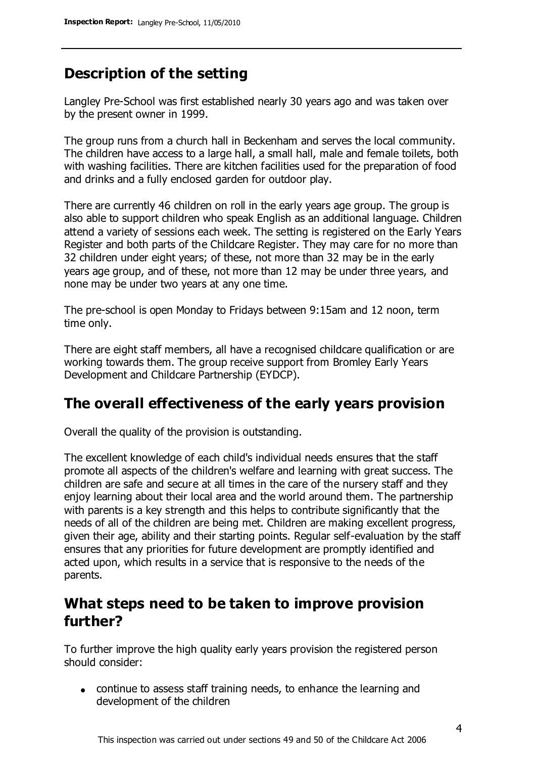## Description of the setting

Langley Pre-School was first established nearly 30 years ago and was taken over by the present owner in 1999.

The group runs from a church hall in Beckenham and serves the local community. The children have access to a large hall, a small hall, male and female toilets, both with washing facilities. There are kitchen facilities used for the preparation of food and drinks and a fully enclosed garden for outdoor play.

There are currently 46 children on roll in the early years age group. The group is also able to support children who speak English as an additional language. Children attend a variety of sessions each week. The setting is registered on the Early Years Register and both parts of the Childcare Register. They may care for no more than 32 children under eight years; of these, not more than 32 may be in the early years age group, and of these, not more than 12 may be under three years, and none may be under two years at any one time.

The pre-school is open Monday to Fridays between 9:15am and 12 noon, term time only.

There are eight staff members, all have a recognised childcare qualification or are working towards them. The group receive support from Bromley Early Years Development and Childcare Partnership (EYDCP).

## The overall effectiveness of the early years provision

Overall the quality of the provision is outstanding.

The excellent knowledge of each child's individual needs ensures that the staff promote all aspects of the children's welfare and learning with great success. The children are safe and secure at all times in the care of the nursery staff and they enjoy learning about their local area and the world around them. The partnership with parents is a key strength and this helps to contribute significantly that the needs of all of the children are being met. Children are making excellent progress, given their age, ability and their starting points. Regular self-evaluation by the staff ensures that any priorities for future development are promptly identified and acted upon, which results in a service that is responsive to the needs of the parents.

## What steps need to be taken to improve provision further?

To further improve the high quality early years provision the registered person should consider:

- continue to assess staff training needs, to enhance the learning and development of the children

This inspection was carried out under sections 49 and 50 of the Childcare Act 2006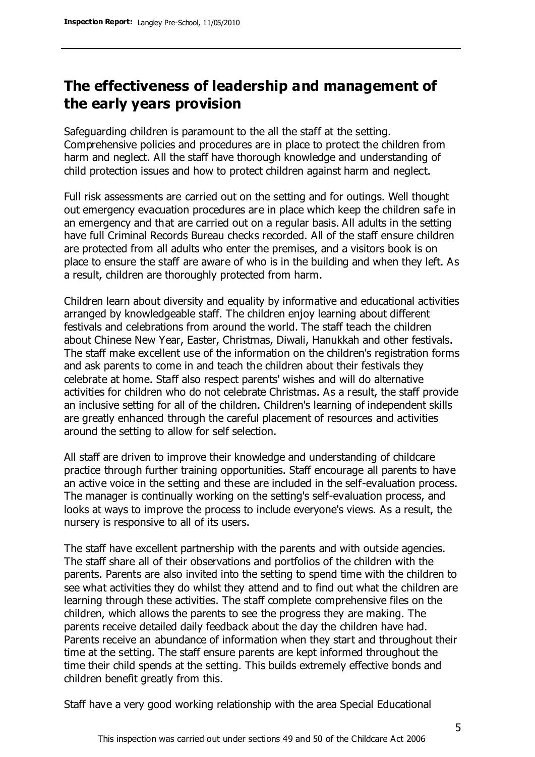## The effectiveness of leadership and management of the early years provision

Safeguarding children is paramount to the all the staff at the setting. Comprehensive policies and procedures are in place to protect the children from harm and neglect. All the staff have thorough knowledge and understanding of child protection issues and how to protect children against harm and neglect.

Full risk assessments are carried out on the setting and for outings. Well thought out emergency evacuation procedures are in place which keep the children safe in an emergency and that are carried out on a regular basis. All adults in the setting have full Criminal Records Bureau checks recorded. All of the staff ensure children are protected from all adults who enter the premises, and a visitors book is on place to ensure the staff are aware of who is in the building and when they left. As a result, children are thoroughly protected from harm.

Children learn about diversity and equality by informative and educational activities arranged by knowledgeable staff. The children enjoy learning about different festivals and celebrations from around the world. The staff teach the children about Chinese New Year, Easter, Christmas, Diwali, Hanukkah and other festivals. The staff make excellent use of the information on the children's registration forms and ask parents to come in and teach the children about their festivals they celebrate at home. Staff also respect parents' wishes and will do alternative activities for children who do not celebrate Christmas. As a result, the staff provide an inclusive setting for all of the children. Children's learning of independent skills are greatly enhanced through the careful placement of resources and activities around the setting to allow for self selection.

All staff are driven to improve their knowledge and understanding of childcare practice through further training opportunities. Staff encourage all parents to have an active voice in the setting and these are included in the self-evaluation process. The manager is continually working on the setting's self-evaluation process, and looks at ways to improve the process to include everyone's views. As a result, the nursery is responsive to all of its users.

The staff have excellent partnership with the parents and with outside agencies. The staff share all of their observations and portfolios of the children with the parents. Parents are also invited into the setting to spend time with the children to see what activities they do whilst they attend and to find out what the children are learning through these activities. The staff complete comprehensive files on the children, which allows the parents to see the progress they are making. The parents receive detailed daily feedback about the day the children have had. Parents receive an abundance of information when they start and throughout their time at the setting. The staff ensure parents are kept informed throughout the time their child spends at the setting. This builds extremely effective bonds and children benefit greatly from this.

Staff have a very good working relationship with the area Special Educational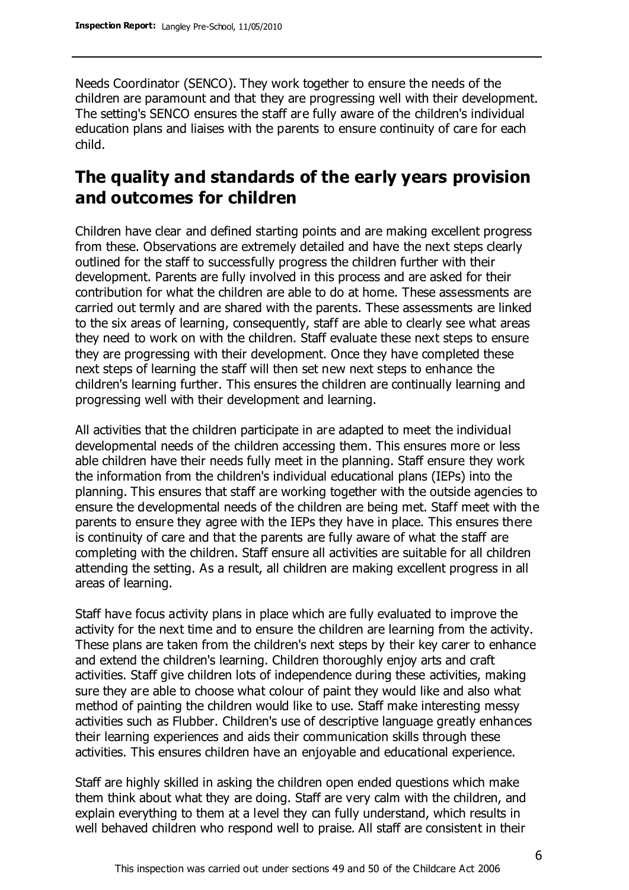Needs Coordinator (SENCO). They work together to ensure the needs of the children are paramount and that they are progressing well with their development. The setting's SENCO ensures the staff are fully aware of the children's individual education plans and liaises with the parents to ensure continuity of care for each child.

## The quality and standards of the early years provision and outcomes for children

Children have clear and defined starting points and are making excellent progress from these. Observations are extremely detailed and have the next steps clearly outlined for the staff to successfully progress the children further with their development. Parents are fully involved in this process and are asked for their contribution for what the children are able to do at home. These assessments are carried out termly and are shared with the parents. These assessments are linked to the six areas of learning, consequently, staff are able to clearly see what areas they need to work on with the children. Staff evaluate these next steps to ensure they are progressing with their development. Once they have completed these next steps of learning the staff will then set new next steps to enhance the children's learning further. This ensures the children are continually learning and progressing well with their development and learning.

All activities that the children participate in are adapted to meet the individual developmental needs of the children accessing them. This ensures more or less able children have their needs fully meet in the planning. Staff ensure they work the information from the children's individual educational plans (IEPs) into the planning. This ensures that staff are working together with the outside agencies to ensure the developmental needs of the children are being met. Staff meet with the parents to ensure they agree with the IEPs they have in place. This ensures there is continuity of care and that the parents are fully aware of what the staff are completing with the children. Staff ensure all activities are suitable for all children attending the setting. As a result, all children are making excellent progress in all areas of learning.

Staff have focus activity plans in place which are fully evaluated to improve the activity for the next time and to ensure the children are learning from the activity. These plans are taken from the children's next steps by their key carer to enhance and extend the children's learning. Children thoroughly enjoy arts and craft activities. Staff give children lots of independence during these activities, making sure they are able to choose what colour of paint they would like and also what method of painting the children would like to use. Staff make interesting messy activities such as Flubber. Children's use of descriptive language greatly enhances their learning experiences and aids their communication skills through these activities. This ensures children have an enjoyable and educational experience.

Staff are highly skilled in asking the children open ended questions which make them think about what they are doing. Staff are very calm with the children, and explain everything to them at a level they can fully understand, which results in well behaved children who respond well to praise. All staff are consistent in their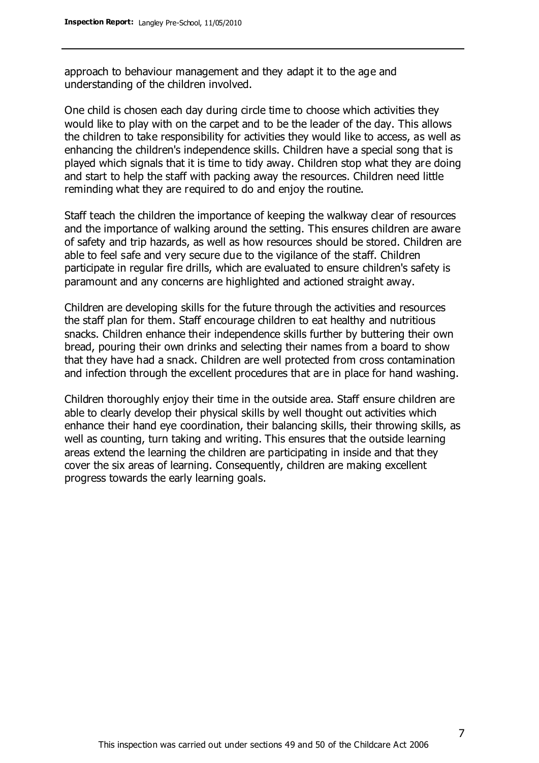approach to behaviour management and they adapt it to the age and understanding of the children involved.

One child is chosen each day during circle time to choose which activities they would like to play with on the carpet and to be the leader of the day. This allows the children to take responsibility for activities they would like to access, as well as enhancing the children's independence skills. Children have a special song that is played which signals that it is time to tidy away. Children stop what they are doing and start to help the staff with packing away the resources. Children need little reminding what they are required to do and enjoy the routine.

Staff teach the children the importance of keeping the walkway clear of resources and the importance of walking around the setting. This ensures children are aware of safety and trip hazards, as well as how resources should be stored. Children are able to feel safe and very secure due to the vigilance of the staff. Children participate in regular fire drills, which are evaluated to ensure children's safety is paramount and any concerns are highlighted and actioned straight away.

Children are developing skills for the future through the activities and resources the staff plan for them. Staff encourage children to eat healthy and nutritious snacks. Children enhance their independence skills further by buttering their own bread, pouring their own drinks and selecting their names from a board to show that they have had a snack. Children are well protected from cross contamination and infection through the excellent procedures that are in place for hand washing.

Children thoroughly enjoy their time in the outside area. Staff ensure children are able to clearly develop their physical skills by well thought out activities which enhance their hand eye coordination, their balancing skills, their throwing skills, as well as counting, turn taking and writing. This ensures that the outside learning areas extend the learning the children are participating in inside and that they cover the six areas of learning. Consequently, children are making excellent progress towards the early learning goals.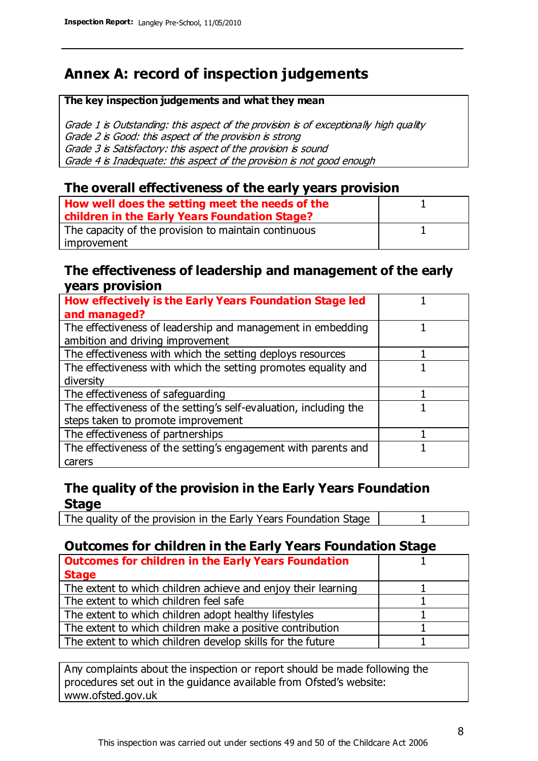# Annex A: record of inspection judgements

**The key inspection judgements and what they mean**

*Grade 1 is Outstanding: this aspect of the provision is of exceptionally high quality*
*Grade 2 is Good: this aspect of the provision is strong*
*Grade 3 is Satisfactory: this aspect of the provision is sound*
*Grade 4 is Inadequate: this aspect of the provision is not good enough*

## The overall effectiveness of the early years provision

| | |
|---|---|
| **How well does the setting meet the needs of the children in the Early Years Foundation Stage?** | 1 |
| The capacity of the provision to maintain continuous improvement | 1 |

## The effectiveness of leadership and management of the early years provision

| | |
|---|---|
| **How effectively is the Early Years Foundation Stage led and managed?** | 1 |
| The effectiveness of leadership and management in embedding ambition and driving improvement | 1 |
| The effectiveness with which the setting deploys resources | 1 |
| The effectiveness with which the setting promotes equality and diversity | 1 |
| The effectiveness of safeguarding | 1 |
| The effectiveness of the setting's self-evaluation, including the steps taken to promote improvement | 1 |
| The effectiveness of partnerships | 1 |
| The effectiveness of the setting's engagement with parents and carers | 1 |

## The quality of the provision in the Early Years Foundation Stage

| | |
|---|---|
| The quality of the provision in the Early Years Foundation Stage | 1 |

## Outcomes for children in the Early Years Foundation Stage

| | |
|---|---|
| **Outcomes for children in the Early Years Foundation Stage** | 1 |
| The extent to which children achieve and enjoy their learning | 1 |
| The extent to which children feel safe | 1 |
| The extent to which children adopt healthy lifestyles | 1 |
| The extent to which children make a positive contribution | 1 |
| The extent to which children develop skills for the future | 1 |

Any complaints about the inspection or report should be made following the procedures set out in the guidance available from Ofsted's website: www.ofsted.gov.uk

This inspection was carried out under sections 49 and 50 of the Childcare Act 2006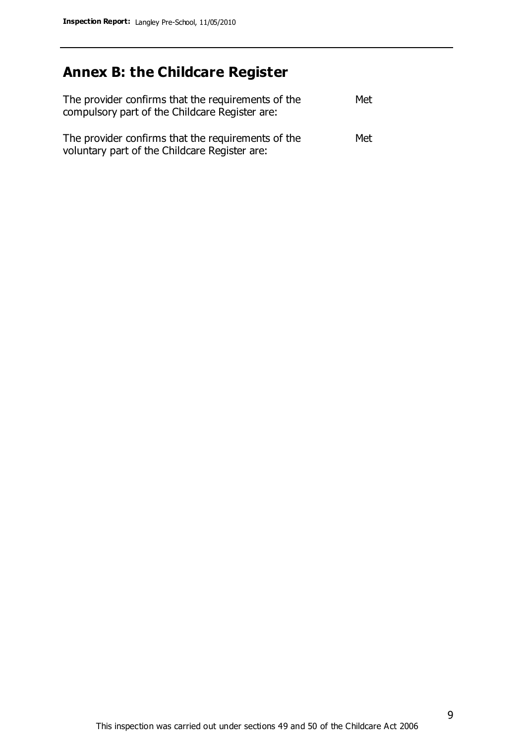## Annex B: the Childcare Register

| | |
|---|---|
| The provider confirms that the requirements of the compulsory part of the Childcare Register are: | Met |
| The provider confirms that the requirements of the voluntary part of the Childcare Register are: | Met |

This inspection was carried out under sections 49 and 50 of the Childcare Act 2006